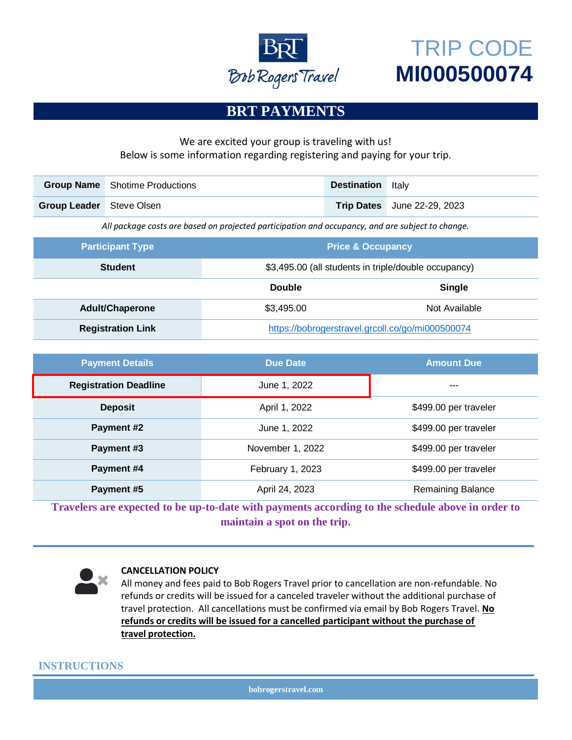Bob Rogers Travel

# TRIP CODE
# MI000500074

## BRT PAYMENTS

We are excited your group is traveling with us!
Below is some information regarding registering and paying for your trip.

| **Group Name** | Shotime Productions | **Destination** | Italy |
|---|---|---|---|
| **Group Leader** | Steve Olsen | **Trip Dates** | June 22-29, 2023 |

*All package costs are based on projected participation and occupancy, and are subject to change.*

| Participant Type | Price & Occupancy | |
|---|---|---|
| **Student** | $3,495.00 (all students in triple/double occupancy) | |
| | **Double** | **Single** |
| **Adult/Chaperone** | $3,495.00 | Not Available |
| **Registration Link** | https://bobrogerstravel.grcoll.co/go/mi000500074 | |

| Payment Details | Due Date | Amount Due |
|---|---|---|
| **Registration Deadline** | June 1, 2022 | --- |
| **Deposit** | April 1, 2022 | $499.00 per traveler |
| **Payment #2** | June 1, 2022 | $499.00 per traveler |
| **Payment #3** | November 1, 2022 | $499.00 per traveler |
| **Payment #4** | February 1, 2023 | $499.00 per traveler |
| **Payment #5** | April 24, 2023 | Remaining Balance |

**Travelers are expected to be up-to-date with payments according to the schedule above in order to maintain a spot on the trip.**

**CANCELLATION POLICY**

All money and fees paid to Bob Rogers Travel prior to cancellation are non-refundable. No refunds or credits will be issued for a canceled traveler without the additional purchase of travel protection. All cancellations must be confirmed via email by Bob Rogers Travel. **No refunds or credits will be issued for a cancelled participant without the purchase of travel protection.**

## INSTRUCTIONS

bobrogerstravel.com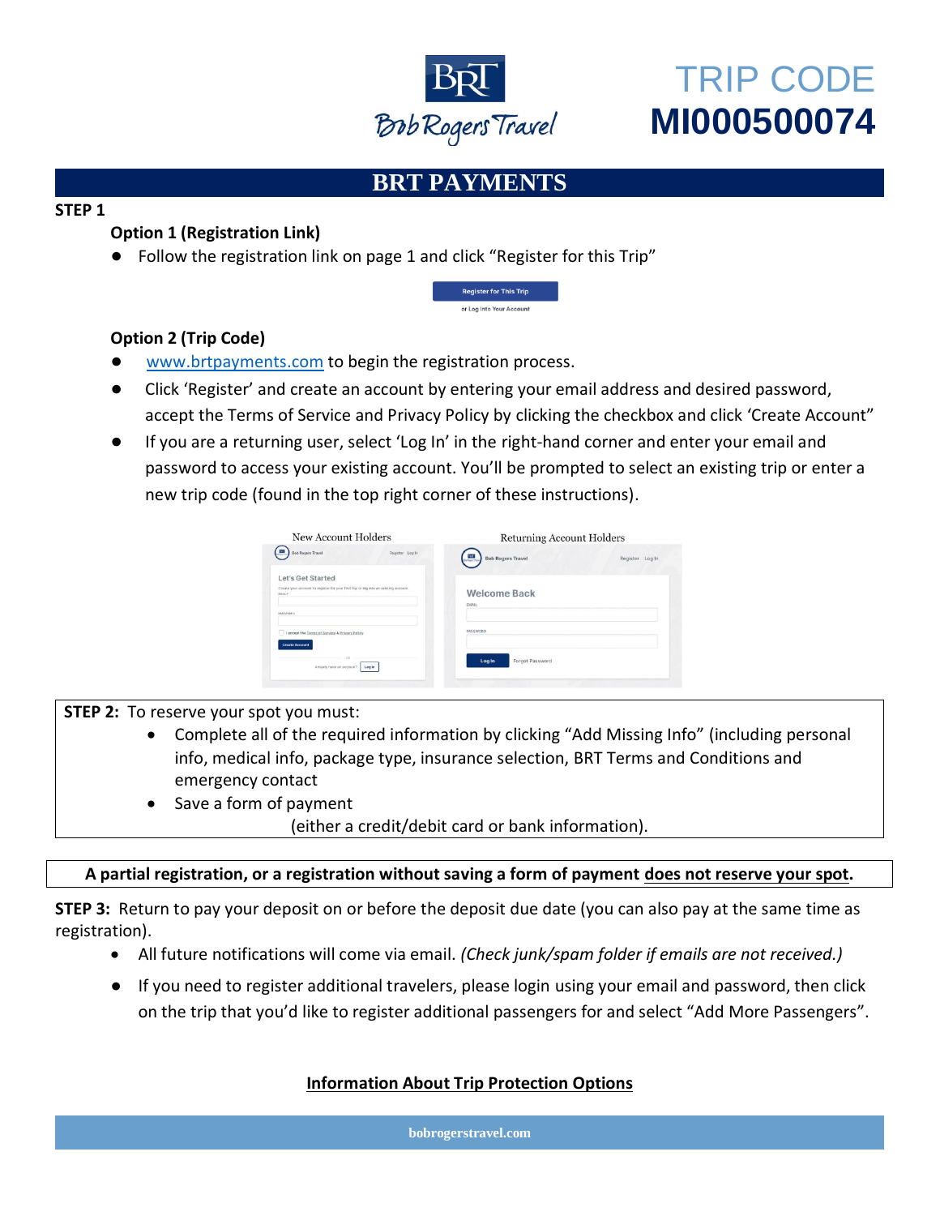# TRIP CODE MI000500074

## BRT PAYMENTS

**STEP 1**

**Option 1 (Registration Link)**

- Follow the registration link on page 1 and click "Register for this Trip"

**Option 2 (Trip Code)**

- www.brtpayments.com to begin the registration process.
- Click 'Register' and create an account by entering your email address and desired password, accept the Terms of Service and Privacy Policy by clicking the checkbox and click 'Create Account"
- If you are a returning user, select 'Log In' in the right-hand corner and enter your email and password to access your existing account. You'll be prompted to select an existing trip or enter a new trip code (found in the top right corner of these instructions).

**STEP 2:** To reserve your spot you must:

- Complete all of the required information by clicking "Add Missing Info" (including personal info, medical info, package type, insurance selection, BRT Terms and Conditions and emergency contact
- Save a form of payment (either a credit/debit card or bank information).

**A partial registration, or a registration without saving a form of payment does not reserve your spot.**

**STEP 3:** Return to pay your deposit on or before the deposit due date (you can also pay at the same time as registration).

- All future notifications will come via email. *(Check junk/spam folder if emails are not received.)*
- If you need to register additional travelers, please login using your email and password, then click on the trip that you'd like to register additional passengers for and select "Add More Passengers".

**Information About Trip Protection Options**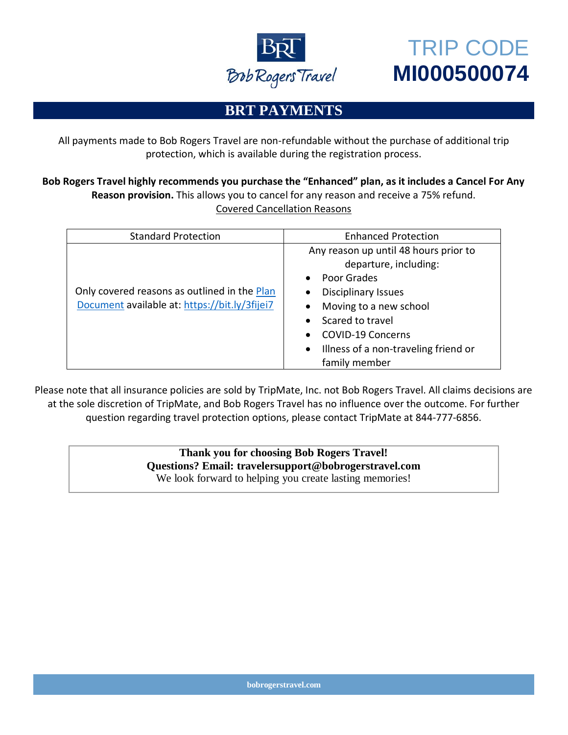TRIP CODE
**MI000500074**

# BRT PAYMENTS

All payments made to Bob Rogers Travel are non-refundable without the purchase of additional trip protection, which is available during the registration process.

**Bob Rogers Travel highly recommends you purchase the "Enhanced" plan, as it includes a Cancel For Any Reason provision.** This allows you to cancel for any reason and receive a 75% refund.

Covered Cancellation Reasons

| Standard Protection | Enhanced Protection |
|---|---|
| Only covered reasons as outlined in the Plan Document available at: https://bit.ly/3fijei7 | Any reason up until 48 hours prior to departure, including:<br>• Poor Grades<br>• Disciplinary Issues<br>• Moving to a new school<br>• Scared to travel<br>• COVID-19 Concerns<br>• Illness of a non-traveling friend or family member |

Please note that all insurance policies are sold by TripMate, Inc. not Bob Rogers Travel. All claims decisions are at the sole discretion of TripMate, and Bob Rogers Travel has no influence over the outcome. For further question regarding travel protection options, please contact TripMate at 844-777-6856.

**Thank you for choosing Bob Rogers Travel!**
**Questions? Email: travelersupport@bobrogerstravel.com**
We look forward to helping you create lasting memories!